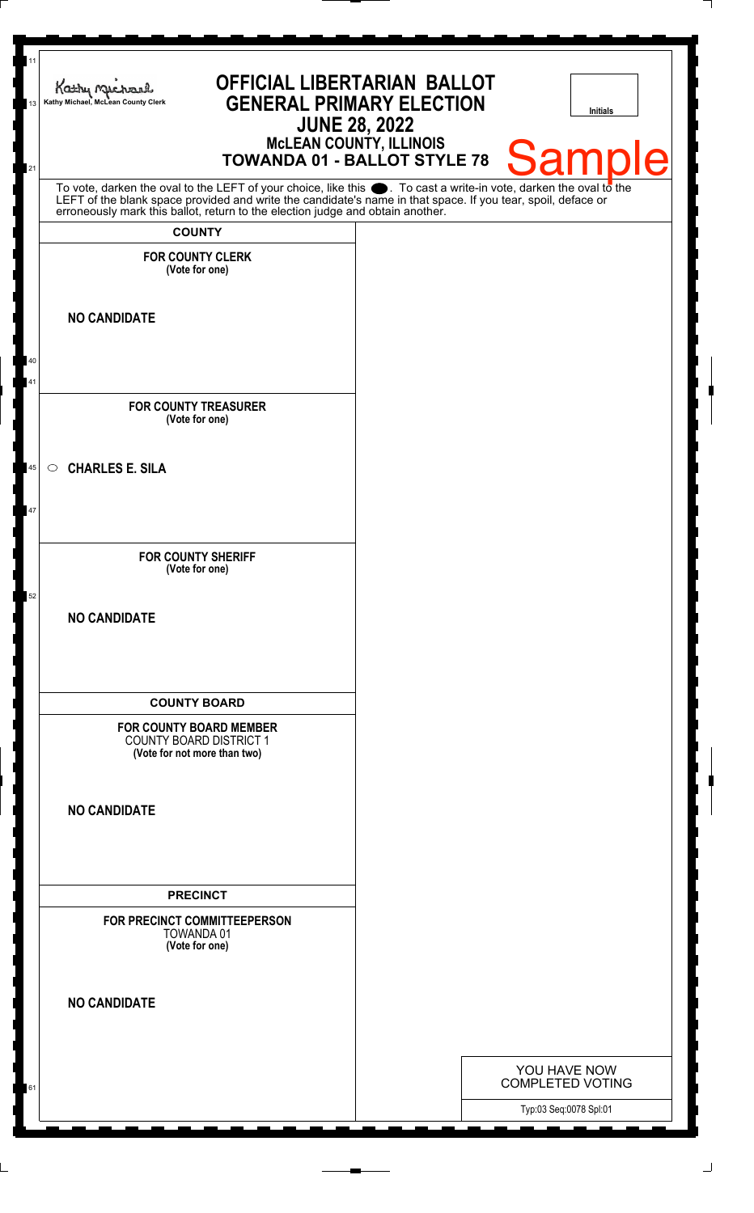Kathy Michael, McLean County Clerk

# OFFICIAL LIBERTARIAN BALLOT
# GENERAL PRIMARY ELECTION
## JUNE 28, 2022
### McLEAN COUNTY, ILLINOIS
### TOWANDA 01 - BALLOT STYLE 78

Initials

Sample

To vote, darken the oval to the LEFT of your choice, like this ●. To cast a write-in vote, darken the oval to the LEFT of the blank space provided and write the candidate's name in that space. If you tear, spoil, deface or erroneously mark this ballot, return to the election judge and obtain another.

## COUNTY

**FOR COUNTY CLERK**
**(Vote for one)**

**NO CANDIDATE**

**FOR COUNTY TREASURER**
**(Vote for one)**

○ **CHARLES E. SILA**

**FOR COUNTY SHERIFF**
**(Vote for one)**

**NO CANDIDATE**

## COUNTY BOARD

**FOR COUNTY BOARD MEMBER**
COUNTY BOARD DISTRICT 1
**(Vote for not more than two)**

**NO CANDIDATE**

## PRECINCT

**FOR PRECINCT COMMITTEEPERSON**
TOWANDA 01
**(Vote for one)**

**NO CANDIDATE**

YOU HAVE NOW COMPLETED VOTING

Typ:03 Seq:0078 Spl:01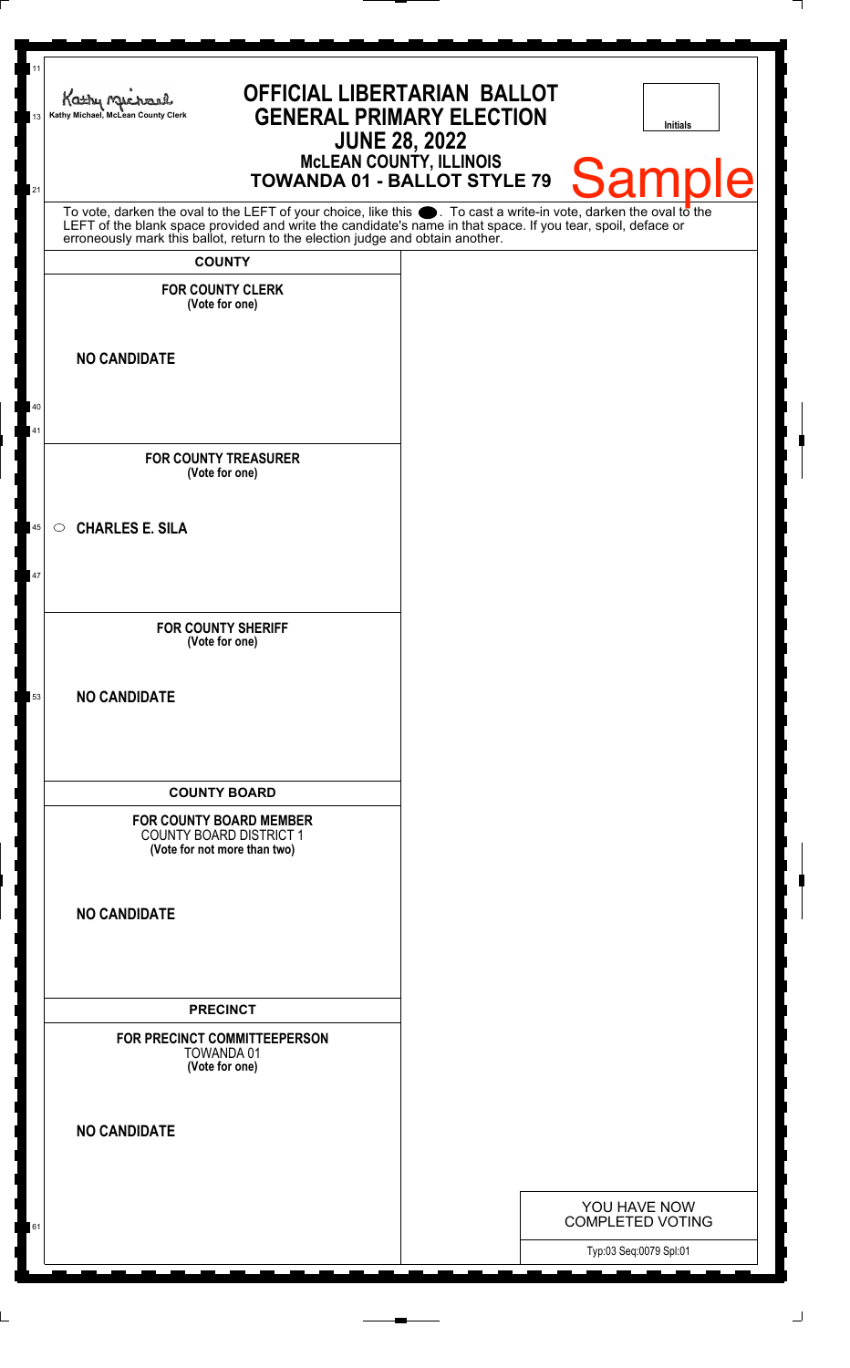Kathy Michael, McLean County Clerk

# OFFICIAL LIBERTARIAN BALLOT
# GENERAL PRIMARY ELECTION
## JUNE 28, 2022
### McLEAN COUNTY, ILLINOIS
### TOWANDA 01 - BALLOT STYLE 79

Initials

Sample

To vote, darken the oval to the LEFT of your choice, like this ⬤. To cast a write-in vote, darken the oval to the LEFT of the blank space provided and write the candidate's name in that space. If you tear, spoil, deface or erroneously mark this ballot, return to the election judge and obtain another.

## COUNTY

**FOR COUNTY CLERK**
**(Vote for one)**

**NO CANDIDATE**

**FOR COUNTY TREASURER**
**(Vote for one)**

○ **CHARLES E. SILA**

**FOR COUNTY SHERIFF**
**(Vote for one)**

**NO CANDIDATE**

## COUNTY BOARD

**FOR COUNTY BOARD MEMBER**
COUNTY BOARD DISTRICT 1
**(Vote for not more than two)**

**NO CANDIDATE**

## PRECINCT

**FOR PRECINCT COMMITTEEPERSON**
TOWANDA 01
**(Vote for one)**

**NO CANDIDATE**

YOU HAVE NOW COMPLETED VOTING

Typ:03 Seq:0079 Spl:01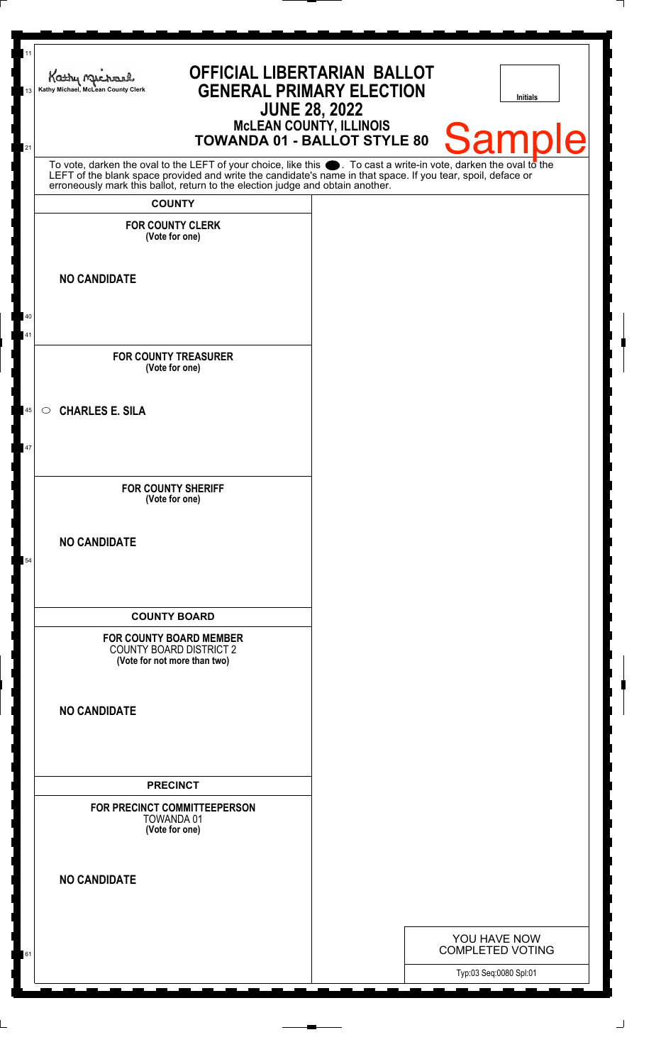Kathy Michael, McLean County Clerk

# OFFICIAL LIBERTARIAN BALLOT
## GENERAL PRIMARY ELECTION
## JUNE 28, 2022
### McLEAN COUNTY, ILLINOIS
### TOWANDA 01 - BALLOT STYLE 80

Initials

Sample

To vote, darken the oval to the LEFT of your choice, like this ●. To cast a write-in vote, darken the oval to the LEFT of the blank space provided and write the candidate's name in that space. If you tear, spoil, deface or erroneously mark this ballot, return to the election judge and obtain another.

**COUNTY**

**FOR COUNTY CLERK**
**(Vote for one)**

**NO CANDIDATE**

**FOR COUNTY TREASURER**
**(Vote for one)**

○ **CHARLES E. SILA**

**FOR COUNTY SHERIFF**
**(Vote for one)**

**NO CANDIDATE**

**COUNTY BOARD**

**FOR COUNTY BOARD MEMBER**
COUNTY BOARD DISTRICT 2
**(Vote for not more than two)**

**NO CANDIDATE**

**PRECINCT**

**FOR PRECINCT COMMITTEEPERSON**
TOWANDA 01
**(Vote for one)**

**NO CANDIDATE**

YOU HAVE NOW COMPLETED VOTING

Typ:03 Seq:0080 Spl:01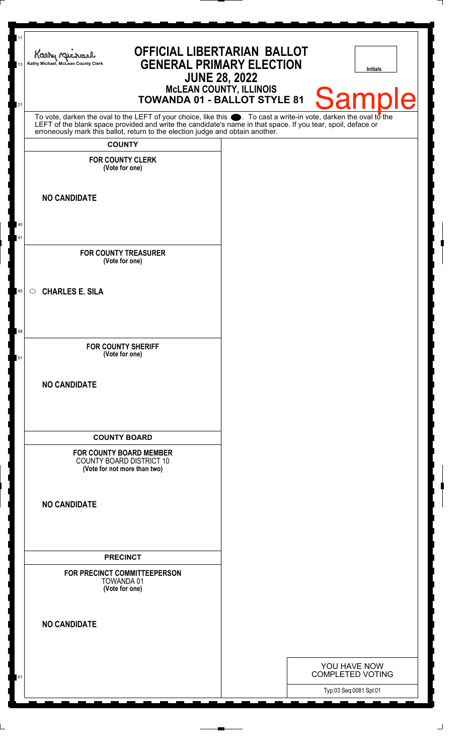Kathy Michael, McLean County Clerk

# OFFICIAL LIBERTARIAN BALLOT
# GENERAL PRIMARY ELECTION
## JUNE 28, 2022
### McLEAN COUNTY, ILLINOIS
### TOWANDA 01 - BALLOT STYLE 81

Initials

Sample

To vote, darken the oval to the LEFT of your choice, like this ⬬. To cast a write-in vote, darken the oval to the LEFT of the blank space provided and write the candidate's name in that space. If you tear, spoil, deface or erroneously mark this ballot, return to the election judge and obtain another.

## COUNTY

**FOR COUNTY CLERK**
**(Vote for one)**

**NO CANDIDATE**

**FOR COUNTY TREASURER**
**(Vote for one)**

○ **CHARLES E. SILA**

**FOR COUNTY SHERIFF**
**(Vote for one)**

**NO CANDIDATE**

## COUNTY BOARD

**FOR COUNTY BOARD MEMBER**
COUNTY BOARD DISTRICT 10
**(Vote for not more than two)**

**NO CANDIDATE**

## PRECINCT

**FOR PRECINCT COMMITTEEPERSON**
TOWANDA 01
**(Vote for one)**

**NO CANDIDATE**

YOU HAVE NOW COMPLETED VOTING

Typ:03 Seq:0081 Spl:01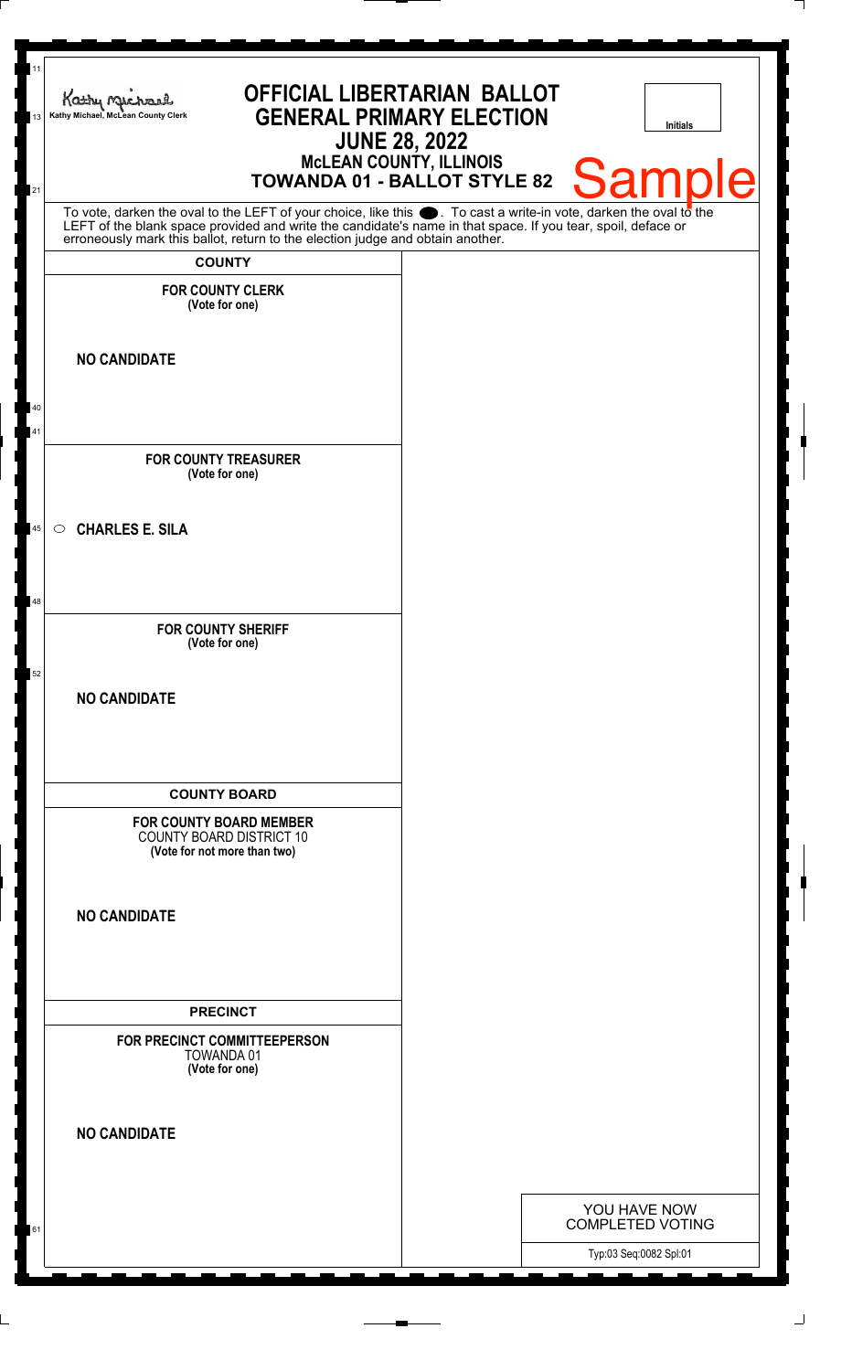Kathy Michael, McLean County Clerk

# OFFICIAL LIBERTARIAN BALLOT
## GENERAL PRIMARY ELECTION
## JUNE 28, 2022
### McLEAN COUNTY, ILLINOIS
### TOWANDA 01 - BALLOT STYLE 82

Initials

Sample

To vote, darken the oval to the LEFT of your choice, like this ⬬. To cast a write-in vote, darken the oval to the LEFT of the blank space provided and write the candidate's name in that space. If you tear, spoil, deface or erroneously mark this ballot, return to the election judge and obtain another.

## COUNTY

**FOR COUNTY CLERK**
**(Vote for one)**

**NO CANDIDATE**

**FOR COUNTY TREASURER**
**(Vote for one)**

○ **CHARLES E. SILA**

**FOR COUNTY SHERIFF**
**(Vote for one)**

**NO CANDIDATE**

## COUNTY BOARD

**FOR COUNTY BOARD MEMBER**
COUNTY BOARD DISTRICT 10
**(Vote for not more than two)**

**NO CANDIDATE**

## PRECINCT

**FOR PRECINCT COMMITTEEPERSON**
TOWANDA 01
**(Vote for one)**

**NO CANDIDATE**

YOU HAVE NOW COMPLETED VOTING

Typ:03 Seq:0082 Spl:01